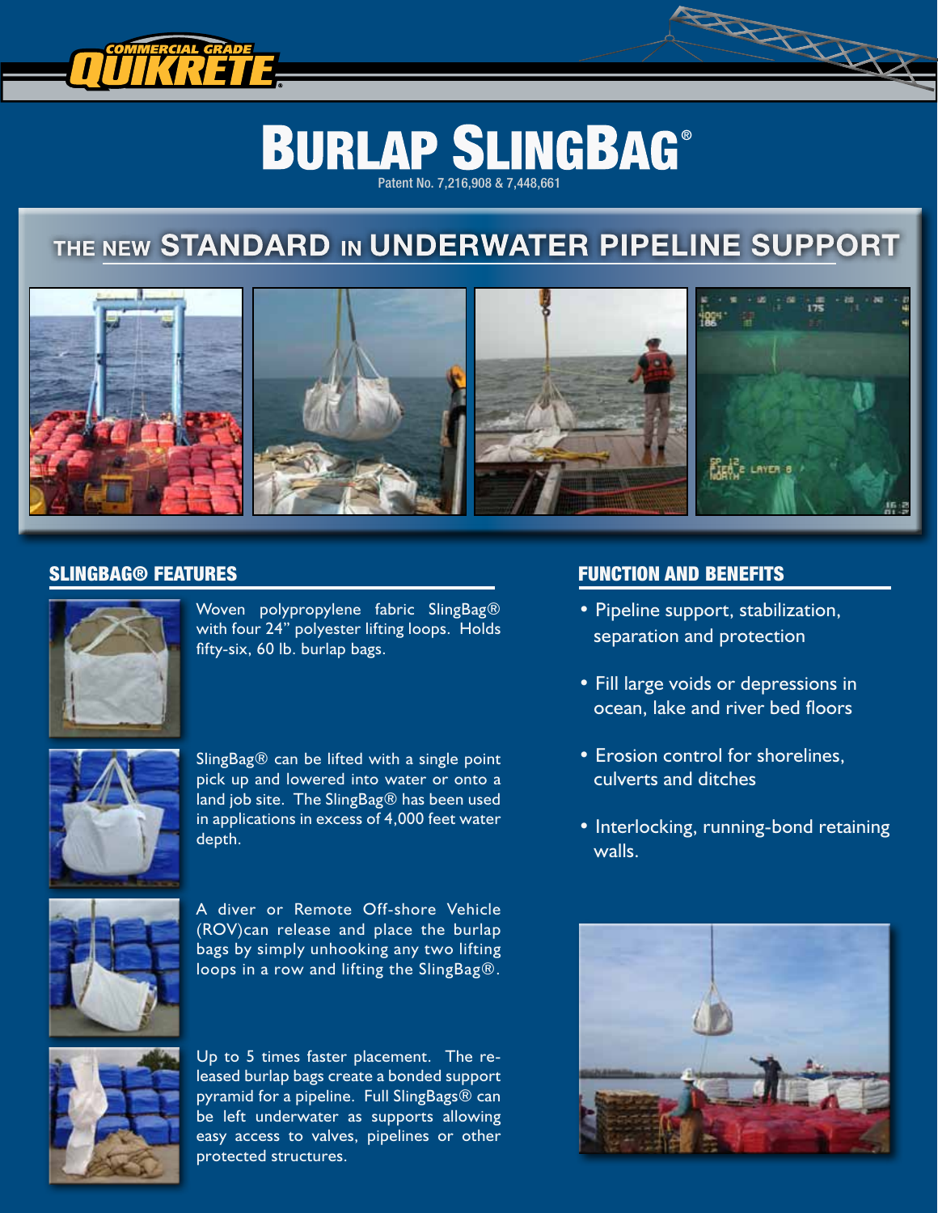COMMERCIAL GRADE QUIKRETE®

# BURLAP SLINGBAG®

Patent No. 7,216,908 & 7,448,661

## THE NEW STANDARD IN UNDERWATER PIPELINE SUPPORT

### SLINGBAG® FEATURES

Woven polypropylene fabric SlingBag® with four 24" polyester lifting loops. Holds fifty-six, 60 lb. burlap bags.

SlingBag® can be lifted with a single point pick up and lowered into water or onto a land job site. The SlingBag® has been used in applications in excess of 4,000 feet water depth.

A diver or Remote Off-shore Vehicle (ROV)can release and place the burlap bags by simply unhooking any two lifting loops in a row and lifting the SlingBag®.

Up to 5 times faster placement. The released burlap bags create a bonded support pyramid for a pipeline. Full SlingBags® can be left underwater as supports allowing easy access to valves, pipelines or other protected structures.

### FUNCTION AND BENEFITS

- Pipeline support, stabilization, separation and protection
- Fill large voids or depressions in ocean, lake and river bed floors
- Erosion control for shorelines, culverts and ditches
- Interlocking, running-bond retaining walls.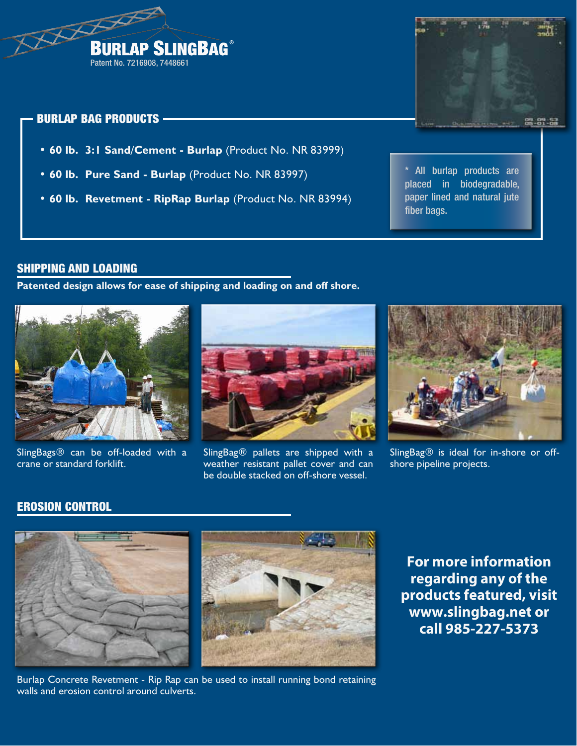# BURLAP SLINGBAG®

Patent No. 7216908, 7448661

## BURLAP BAG PRODUCTS

- **60 lb. 3:1 Sand/Cement - Burlap** (Product No. NR 83999)
- **60 lb. Pure Sand - Burlap** (Product No. NR 83997)
- **60 lb. Revetment - RipRap Burlap** (Product No. NR 83994)

* All burlap products are placed in biodegradable, paper lined and natural jute fiber bags.

## SHIPPING AND LOADING

**Patented design allows for ease of shipping and loading on and off shore.**

SlingBags® can be off-loaded with a crane or standard forklift.

SlingBag® pallets are shipped with a weather resistant pallet cover and can be double stacked on off-shore vessel.

SlingBag® is ideal for in-shore or off-shore pipeline projects.

## EROSION CONTROL

Burlap Concrete Revetment - Rip Rap can be used to install running bond retaining walls and erosion control around culverts.

**For more information regarding any of the products featured, visit www.slingbag.net or call 985-227-5373**